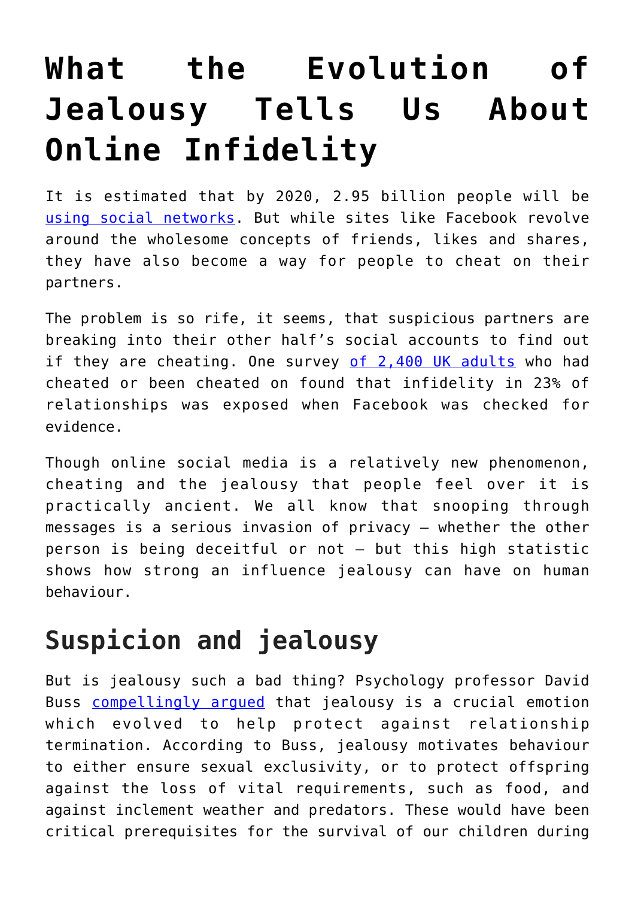# What the Evolution of Jealousy Tells Us About Online Infidelity

It is estimated that by 2020, 2.95 billion people will be using social networks. But while sites like Facebook revolve around the wholesome concepts of friends, likes and shares, they have also become a way for people to cheat on their partners.

The problem is so rife, it seems, that suspicious partners are breaking into their other half's social accounts to find out if they are cheating. One survey of 2,400 UK adults who had cheated or been cheated on found that infidelity in 23% of relationships was exposed when Facebook was checked for evidence.

Though online social media is a relatively new phenomenon, cheating and the jealousy that people feel over it is practically ancient. We all know that snooping through messages is a serious invasion of privacy – whether the other person is being deceitful or not – but this high statistic shows how strong an influence jealousy can have on human behaviour.

## Suspicion and jealousy

But is jealousy such a bad thing? Psychology professor David Buss compellingly argued that jealousy is a crucial emotion which evolved to help protect against relationship termination. According to Buss, jealousy motivates behaviour to either ensure sexual exclusivity, or to protect offspring against the loss of vital requirements, such as food, and against inclement weather and predators. These would have been critical prerequisites for the survival of our children during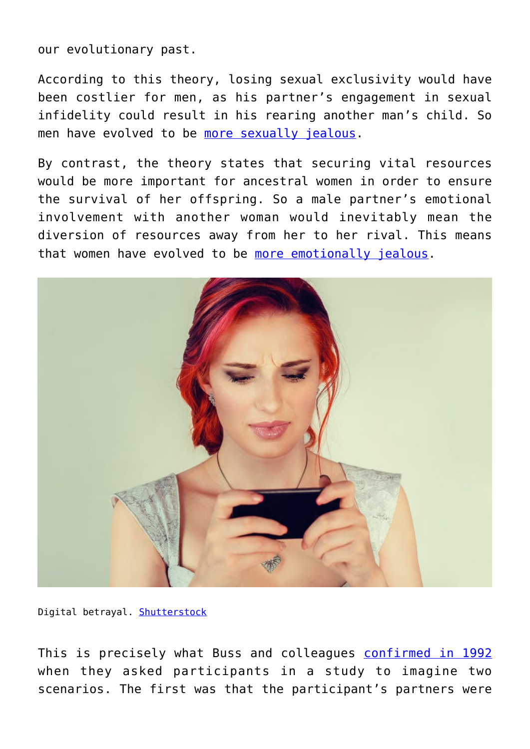our evolutionary past.

According to this theory, losing sexual exclusivity would have been costlier for men, as his partner's engagement in sexual infidelity could result in his rearing another man's child. So men have evolved to be more sexually jealous.

By contrast, the theory states that securing vital resources would be more important for ancestral women in order to ensure the survival of her offspring. So a male partner's emotional involvement with another woman would inevitably mean the diversion of resources away from her to her rival. This means that women have evolved to be more emotionally jealous.

Digital betrayal. Shutterstock

This is precisely what Buss and colleagues confirmed in 1992 when they asked participants in a study to imagine two scenarios. The first was that the participant's partners were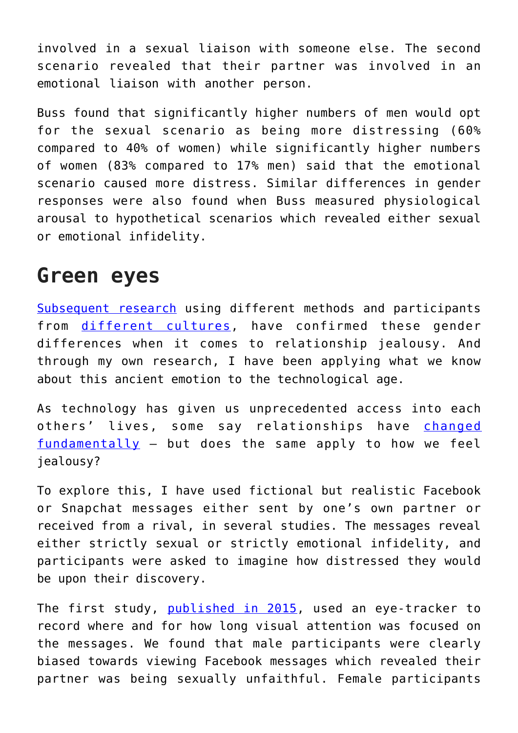involved in a sexual liaison with someone else. The second scenario revealed that their partner was involved in an emotional liaison with another person.

Buss found that significantly higher numbers of men would opt for the sexual scenario as being more distressing (60% compared to 40% of women) while significantly higher numbers of women (83% compared to 17% men) said that the emotional scenario caused more distress. Similar differences in gender responses were also found when Buss measured physiological arousal to hypothetical scenarios which revealed either sexual or emotional infidelity.

## Green eyes

Subsequent research using different methods and participants from different cultures, have confirmed these gender differences when it comes to relationship jealousy. And through my own research, I have been applying what we know about this ancient emotion to the technological age.

As technology has given us unprecedented access into each others' lives, some say relationships have changed fundamentally – but does the same apply to how we feel jealousy?

To explore this, I have used fictional but realistic Facebook or Snapchat messages either sent by one's own partner or received from a rival, in several studies. The messages reveal either strictly sexual or strictly emotional infidelity, and participants were asked to imagine how distressed they would be upon their discovery.

The first study, published in 2015, used an eye-tracker to record where and for how long visual attention was focused on the messages. We found that male participants were clearly biased towards viewing Facebook messages which revealed their partner was being sexually unfaithful. Female participants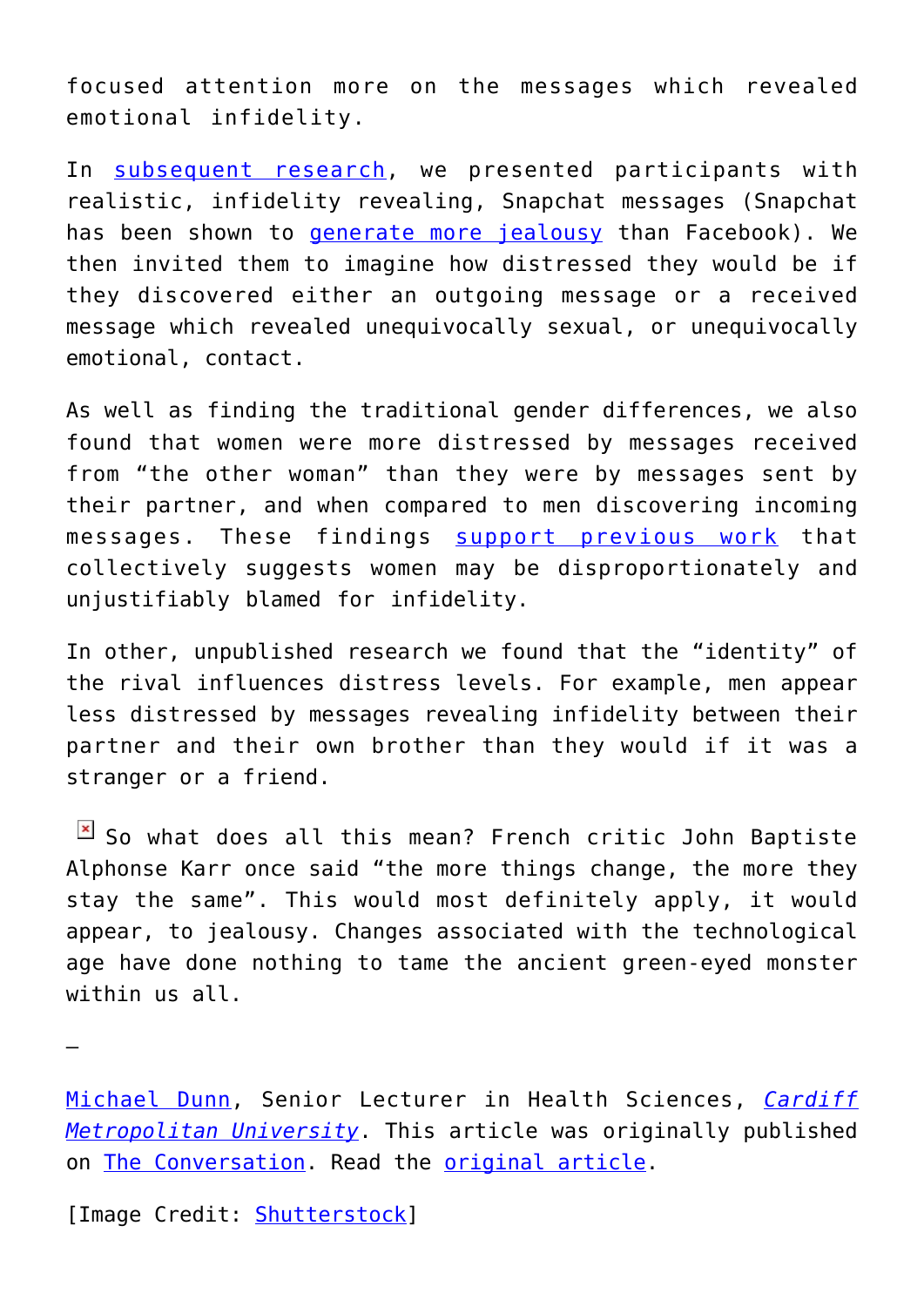focused attention more on the messages which revealed emotional infidelity.

In [subsequent research](), we presented participants with realistic, infidelity revealing, Snapchat messages (Snapchat has been shown to [generate more jealousy]() than Facebook). We then invited them to imagine how distressed they would be if they discovered either an outgoing message or a received message which revealed unequivocally sexual, or unequivocally emotional, contact.

As well as finding the traditional gender differences, we also found that women were more distressed by messages received from "the other woman" than they were by messages sent by their partner, and when compared to men discovering incoming messages. These findings [support previous work]() that collectively suggests women may be disproportionately and unjustifiably blamed for infidelity.

In other, unpublished research we found that the "identity" of the rival influences distress levels. For example, men appear less distressed by messages revealing infidelity between their partner and their own brother than they would if it was a stranger or a friend.

So what does all this mean? French critic John Baptiste Alphonse Karr once said "the more things change, the more they stay the same". This would most definitely apply, it would appear, to jealousy. Changes associated with the technological age have done nothing to tame the ancient green-eyed monster within us all.

—

[Michael Dunn](), Senior Lecturer in Health Sciences, [*Cardiff Metropolitan University*](). This article was originally published on [The Conversation](). Read the [original article]().

[Image Credit: [Shutterstock]()]